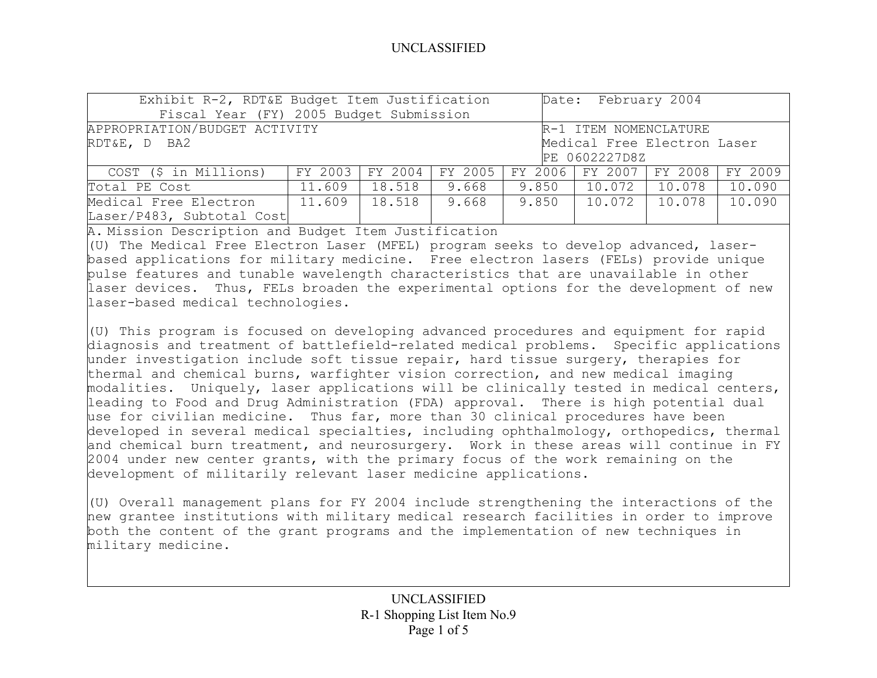| Exhibit R-2, RDT&E Budget Item Justification Fiscal Year (FY) 2005 Budget Submission | | | | | Date: February 2004 | | |
|---|---|---|---|---|---|---|---|
| APPROPRIATION/BUDGET ACTIVITY RDT&E, D BA2 | | | | | R-1 ITEM NOMENCLATURE Medical Free Electron Laser PE 0602227D8Z | | |
| COST ($ in Millions) | FY 2003 | FY 2004 | FY 2005 | FY 2006 | FY 2007 | FY 2008 | FY 2009 |
| Total PE Cost | 11.609 | 18.518 | 9.668 | 9.850 | 10.072 | 10.078 | 10.090 |
| Medical Free Electron Laser/P483, Subtotal Cost | 11.609 | 18.518 | 9.668 | 9.850 | 10.072 | 10.078 | 10.090 |

A. Mission Description and Budget Item Justification

(U) The Medical Free Electron Laser (MFEL) program seeks to develop advanced, laser-based applications for military medicine. Free electron lasers (FELs) provide unique pulse features and tunable wavelength characteristics that are unavailable in other laser devices. Thus, FELs broaden the experimental options for the development of new laser-based medical technologies.

(U) This program is focused on developing advanced procedures and equipment for rapid diagnosis and treatment of battlefield-related medical problems. Specific applications under investigation include soft tissue repair, hard tissue surgery, therapies for thermal and chemical burns, warfighter vision correction, and new medical imaging modalities. Uniquely, laser applications will be clinically tested in medical centers, leading to Food and Drug Administration (FDA) approval. There is high potential dual use for civilian medicine. Thus far, more than 30 clinical procedures have been developed in several medical specialties, including ophthalmology, orthopedics, thermal and chemical burn treatment, and neurosurgery. Work in these areas will continue in FY 2004 under new center grants, with the primary focus of the work remaining on the development of militarily relevant laser medicine applications.

(U) Overall management plans for FY 2004 include strengthening the interactions of the new grantee institutions with military medical research facilities in order to improve both the content of the grant programs and the implementation of new techniques in military medicine.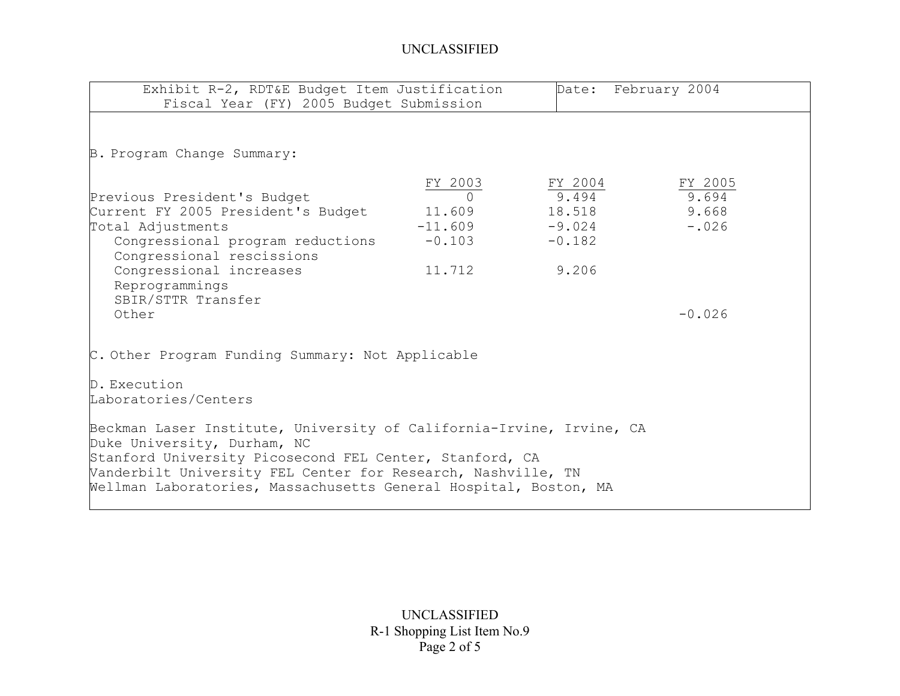Exhibit R-2, RDT&E Budget Item Justification
Fiscal Year (FY) 2005 Budget Submission

Date: February 2004

B. Program Change Summary:

| | FY 2003 | FY 2004 | FY 2005 |
|---|---|---|---|
| Previous President's Budget | 0 | 9.494 | 9.694 |
| Current FY 2005 President's Budget | 11.609 | 18.518 | 9.668 |
| Total Adjustments | -11.609 | -9.024 | -.026 |
| Congressional program reductions | -0.103 | -0.182 | |
| Congressional rescissions | | | |
| Congressional increases | 11.712 | 9.206 | |
| Reprogrammings | | | |
| SBIR/STTR Transfer | | | |
| Other | | | -0.026 |

C. Other Program Funding Summary: Not Applicable

D. Execution
Laboratories/Centers

Beckman Laser Institute, University of California-Irvine, Irvine, CA
Duke University, Durham, NC
Stanford University Picosecond FEL Center, Stanford, CA
Vanderbilt University FEL Center for Research, Nashville, TN
Wellman Laboratories, Massachusetts General Hospital, Boston, MA

R-1 Shopping List Item No.9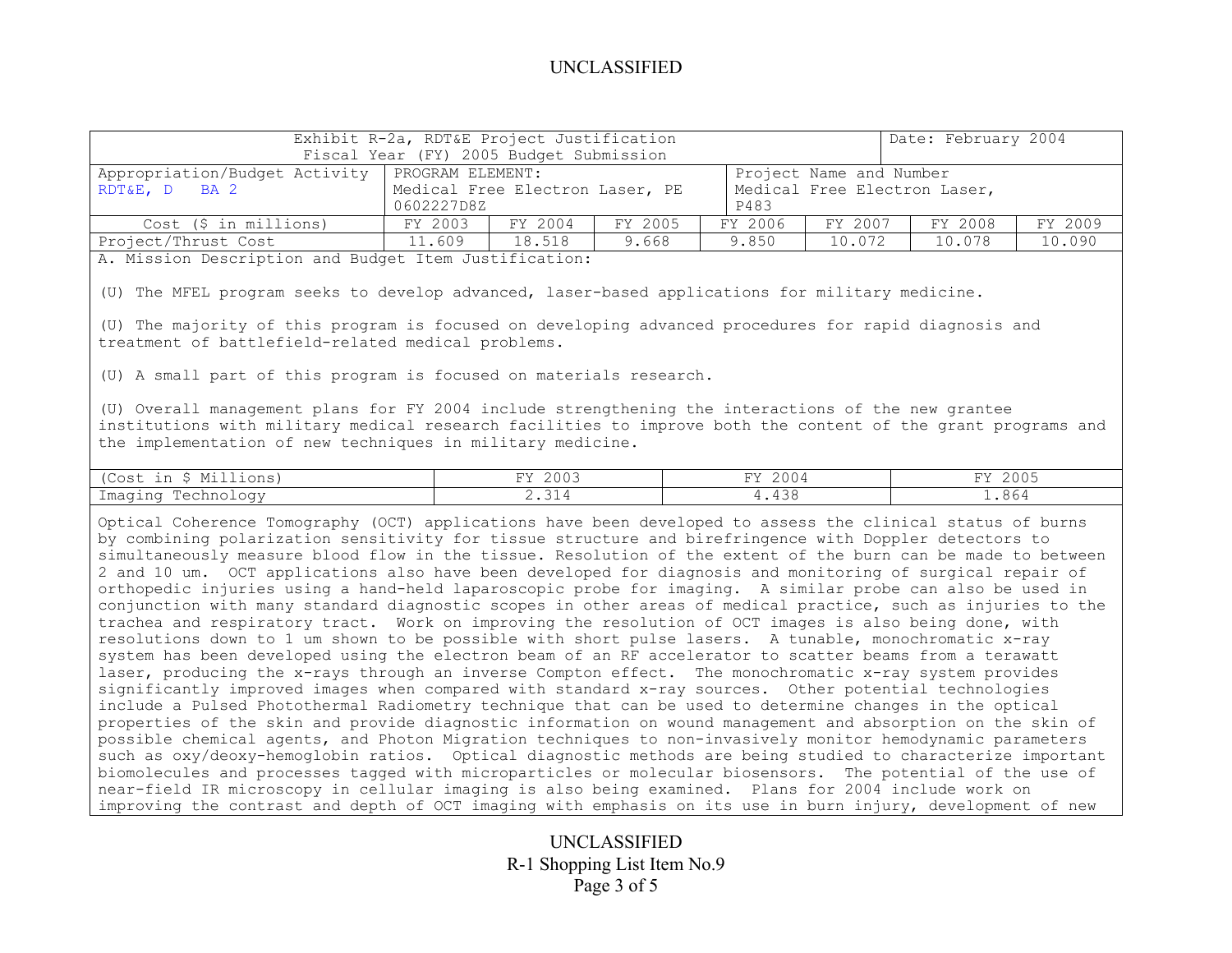UNCLASSIFIED

| Exhibit R-2a, RDT&E Project Justification<br>Fiscal Year (FY) 2005 Budget Submission | | | | | | Date: February 2004 | |
|---|---|---|---|---|---|---|---|
| Appropriation/Budget Activity<br>RDT&E, D BA 2 | PROGRAM ELEMENT:<br>Medical Free Electron Laser, PE 0602227D8Z | | | Project Name and Number<br>Medical Free Electron Laser, P483 | | | |
| Cost ($ in millions) | FY 2003 | FY 2004 | FY 2005 | FY 2006 | FY 2007 | FY 2008 | FY 2009 |
| Project/Thrust Cost | 11.609 | 18.518 | 9.668 | 9.850 | 10.072 | 10.078 | 10.090 |

A. Mission Description and Budget Item Justification:

(U) The MFEL program seeks to develop advanced, laser-based applications for military medicine.

(U) The majority of this program is focused on developing advanced procedures for rapid diagnosis and treatment of battlefield-related medical problems.

(U) A small part of this program is focused on materials research.

(U) Overall management plans for FY 2004 include strengthening the interactions of the new grantee institutions with military medical research facilities to improve both the content of the grant programs and the implementation of new techniques in military medicine.

| (Cost in $ Millions) | FY 2003 | FY 2004 | FY 2005 |
|---|---|---|---|
| Imaging Technology | 2.314 | 4.438 | 1.864 |

Optical Coherence Tomography (OCT) applications have been developed to assess the clinical status of burns by combining polarization sensitivity for tissue structure and birefringence with Doppler detectors to simultaneously measure blood flow in the tissue. Resolution of the extent of the burn can be made to between 2 and 10 um. OCT applications also have been developed for diagnosis and monitoring of surgical repair of orthopedic injuries using a hand-held laparoscopic probe for imaging. A similar probe can also be used in conjunction with many standard diagnostic scopes in other areas of medical practice, such as injuries to the trachea and respiratory tract. Work on improving the resolution of OCT images is also being done, with resolutions down to 1 um shown to be possible with short pulse lasers. A tunable, monochromatic x-ray system has been developed using the electron beam of an RF accelerator to scatter beams from a terawatt laser, producing the x-rays through an inverse Compton effect. The monochromatic x-ray system provides significantly improved images when compared with standard x-ray sources. Other potential technologies include a Pulsed Photothermal Radiometry technique that can be used to determine changes in the optical properties of the skin and provide diagnostic information on wound management and absorption on the skin of possible chemical agents, and Photon Migration techniques to non-invasively monitor hemodynamic parameters such as oxy/deoxy-hemoglobin ratios. Optical diagnostic methods are being studied to characterize important biomolecules and processes tagged with microparticles or molecular biosensors. The potential of the use of near-field IR microscopy in cellular imaging is also being examined. Plans for 2004 include work on improving the contrast and depth of OCT imaging with emphasis on its use in burn injury, development of new

UNCLASSIFIED
R-1 Shopping List Item No.9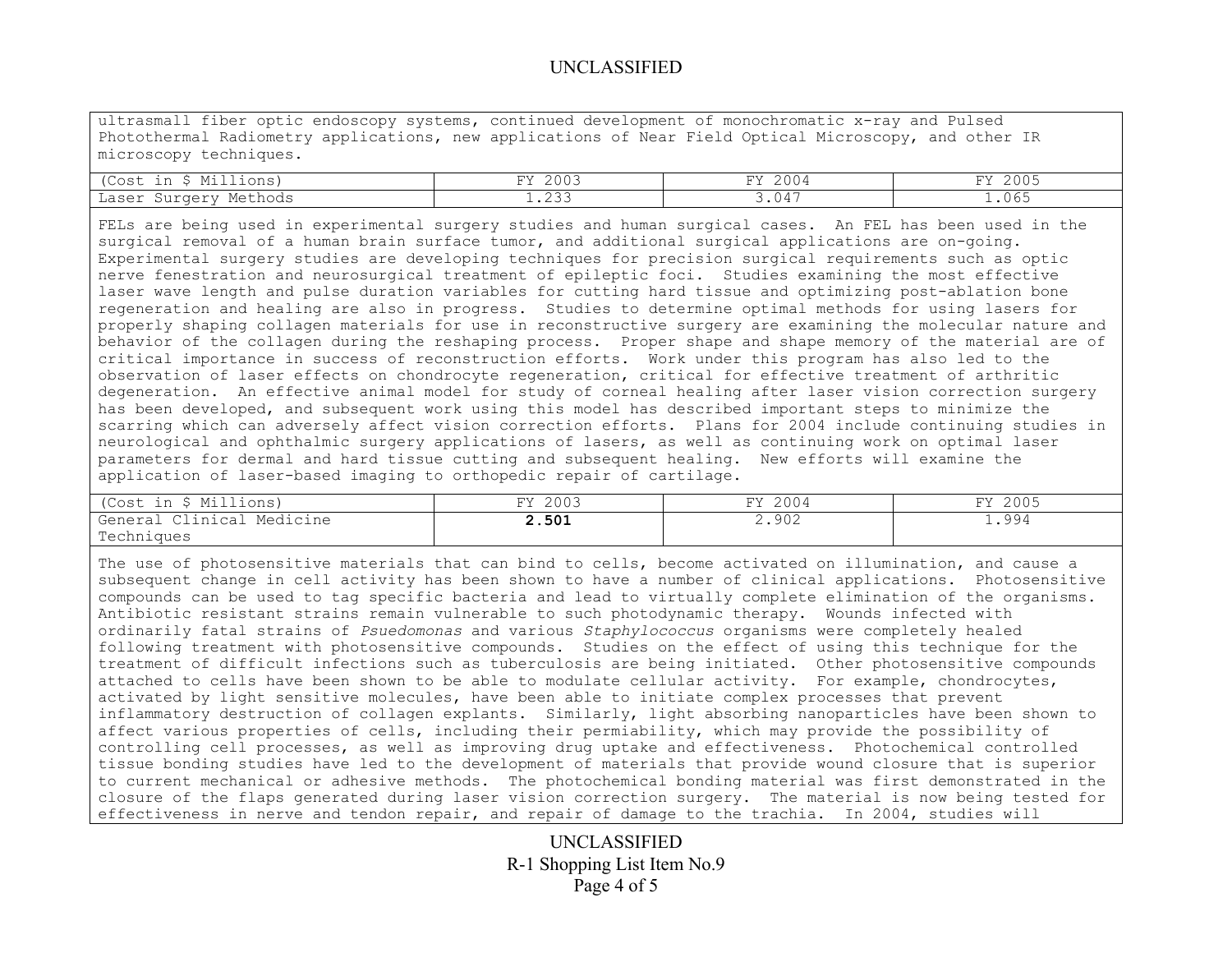ultrasmall fiber optic endoscopy systems, continued development of monochromatic x-ray and Pulsed Photothermal Radiometry applications, new applications of Near Field Optical Microscopy, and other IR microscopy techniques.

| (Cost in $ Millions) | FY 2003 | FY 2004 | FY 2005 |
|---|---|---|---|
| Laser Surgery Methods | 1.233 | 3.047 | 1.065 |

FELs are being used in experimental surgery studies and human surgical cases. An FEL has been used in the surgical removal of a human brain surface tumor, and additional surgical applications are on-going. Experimental surgery studies are developing techniques for precision surgical requirements such as optic nerve fenestration and neurosurgical treatment of epileptic foci. Studies examining the most effective laser wave length and pulse duration variables for cutting hard tissue and optimizing post-ablation bone regeneration and healing are also in progress. Studies to determine optimal methods for using lasers for properly shaping collagen materials for use in reconstructive surgery are examining the molecular nature and behavior of the collagen during the reshaping process. Proper shape and shape memory of the material are of critical importance in success of reconstruction efforts. Work under this program has also led to the observation of laser effects on chondrocyte regeneration, critical for effective treatment of arthritic degeneration. An effective animal model for study of corneal healing after laser vision correction surgery has been developed, and subsequent work using this model has described important steps to minimize the scarring which can adversely affect vision correction efforts. Plans for 2004 include continuing studies in neurological and ophthalmic surgery applications of lasers, as well as continuing work on optimal laser parameters for dermal and hard tissue cutting and subsequent healing. New efforts will examine the application of laser-based imaging to orthopedic repair of cartilage.

| (Cost in $ Millions) | FY 2003 | FY 2004 | FY 2005 |
|---|---|---|---|
| General Clinical Medicine Techniques | **2.501** | 2.902 | 1.994 |

The use of photosensitive materials that can bind to cells, become activated on illumination, and cause a subsequent change in cell activity has been shown to have a number of clinical applications. Photosensitive compounds can be used to tag specific bacteria and lead to virtually complete elimination of the organisms. Antibiotic resistant strains remain vulnerable to such photodynamic therapy. Wounds infected with ordinarily fatal strains of *Psuedomonas* and various *Staphylococcus* organisms were completely healed following treatment with photosensitive compounds. Studies on the effect of using this technique for the treatment of difficult infections such as tuberculosis are being initiated. Other photosensitive compounds attached to cells have been shown to be able to modulate cellular activity. For example, chondrocytes, activated by light sensitive molecules, have been able to initiate complex processes that prevent inflammatory destruction of collagen explants. Similarly, light absorbing nanoparticles have been shown to affect various properties of cells, including their permiability, which may provide the possibility of controlling cell processes, as well as improving drug uptake and effectiveness. Photochemical controlled tissue bonding studies have led to the development of materials that provide wound closure that is superior to current mechanical or adhesive methods. The photochemical bonding material was first demonstrated in the closure of the flaps generated during laser vision correction surgery. The material is now being tested for effectiveness in nerve and tendon repair, and repair of damage to the trachia. In 2004, studies will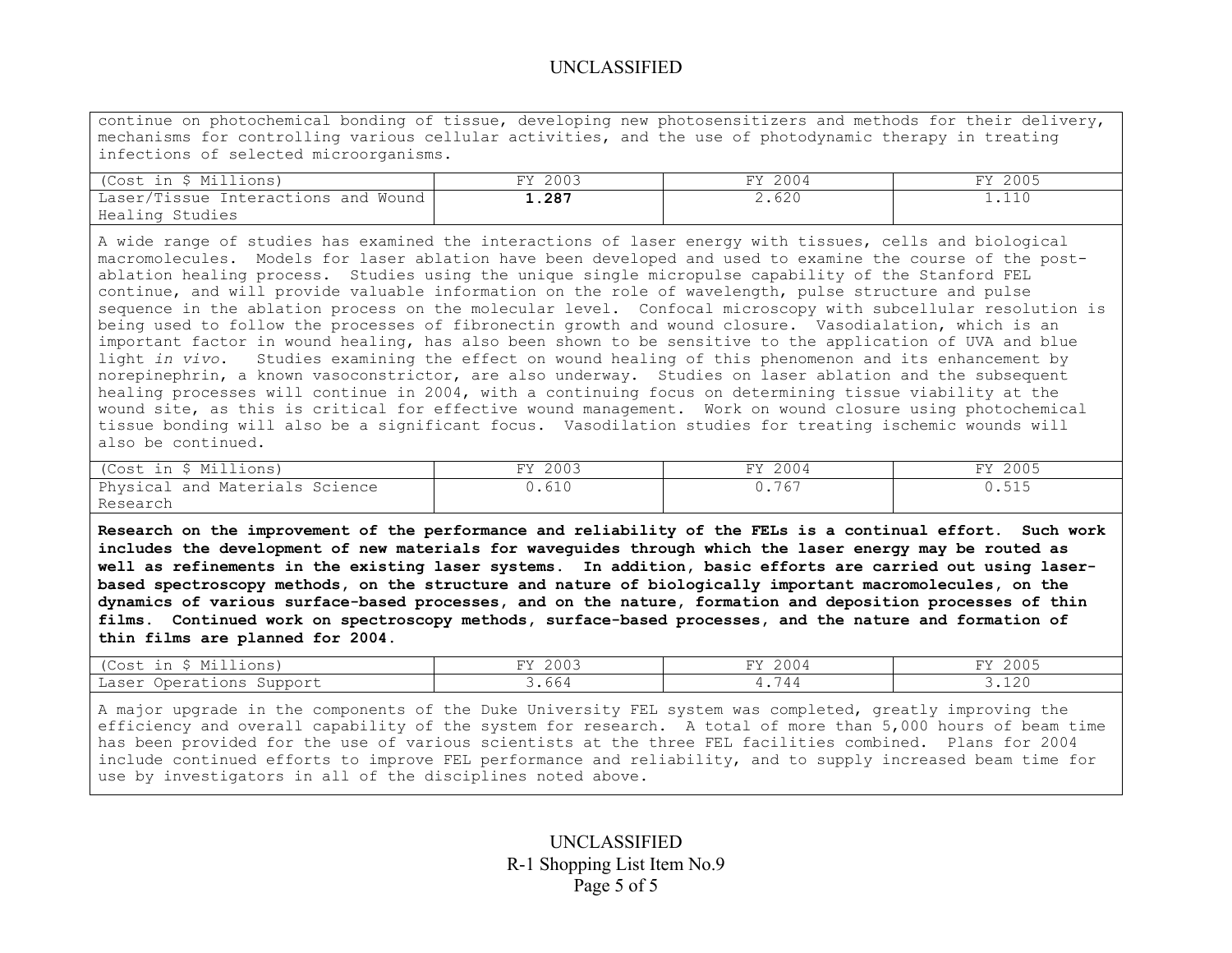continue on photochemical bonding of tissue, developing new photosensitizers and methods for their delivery, mechanisms for controlling various cellular activities, and the use of photodynamic therapy in treating infections of selected microorganisms.

| (Cost in $ Millions) | FY 2003 | FY 2004 | FY 2005 |
|---|---|---|---|
| Laser/Tissue Interactions and Wound Healing Studies | **1.287** | 2.620 | 1.110 |

A wide range of studies has examined the interactions of laser energy with tissues, cells and biological macromolecules. Models for laser ablation have been developed and used to examine the course of the post-ablation healing process. Studies using the unique single micropulse capability of the Stanford FEL continue, and will provide valuable information on the role of wavelength, pulse structure and pulse sequence in the ablation process on the molecular level. Confocal microscopy with subcellular resolution is being used to follow the processes of fibronectin growth and wound closure. Vasodialation, which is an important factor in wound healing, has also been shown to be sensitive to the application of UVA and blue light *in vivo*. Studies examining the effect on wound healing of this phenomenon and its enhancement by norepinephrin, a known vasoconstrictor, are also underway. Studies on laser ablation and the subsequent healing processes will continue in 2004, with a continuing focus on determining tissue viability at the wound site, as this is critical for effective wound management. Work on wound closure using photochemical tissue bonding will also be a significant focus. Vasodilation studies for treating ischemic wounds will also be continued.

| (Cost in $ Millions) | FY 2003 | FY 2004 | FY 2005 |
|---|---|---|---|
| Physical and Materials Science Research | 0.610 | 0.767 | 0.515 |

**Research on the improvement of the performance and reliability of the FELs is a continual effort. Such work includes the development of new materials for waveguides through which the laser energy may be routed as well as refinements in the existing laser systems. In addition, basic efforts are carried out using laser-based spectroscopy methods, on the structure and nature of biologically important macromolecules, on the dynamics of various surface-based processes, and on the nature, formation and deposition processes of thin films. Continued work on spectroscopy methods, surface-based processes, and the nature and formation of thin films are planned for 2004.**

| (Cost in $ Millions) | FY 2003 | FY 2004 | FY 2005 |
|---|---|---|---|
| Laser Operations Support | 3.664 | 4.744 | 3.120 |

A major upgrade in the components of the Duke University FEL system was completed, greatly improving the efficiency and overall capability of the system for research. A total of more than 5,000 hours of beam time has been provided for the use of various scientists at the three FEL facilities combined. Plans for 2004 include continued efforts to improve FEL performance and reliability, and to supply increased beam time for use by investigators in all of the disciplines noted above.

R-1 Shopping List Item No.9